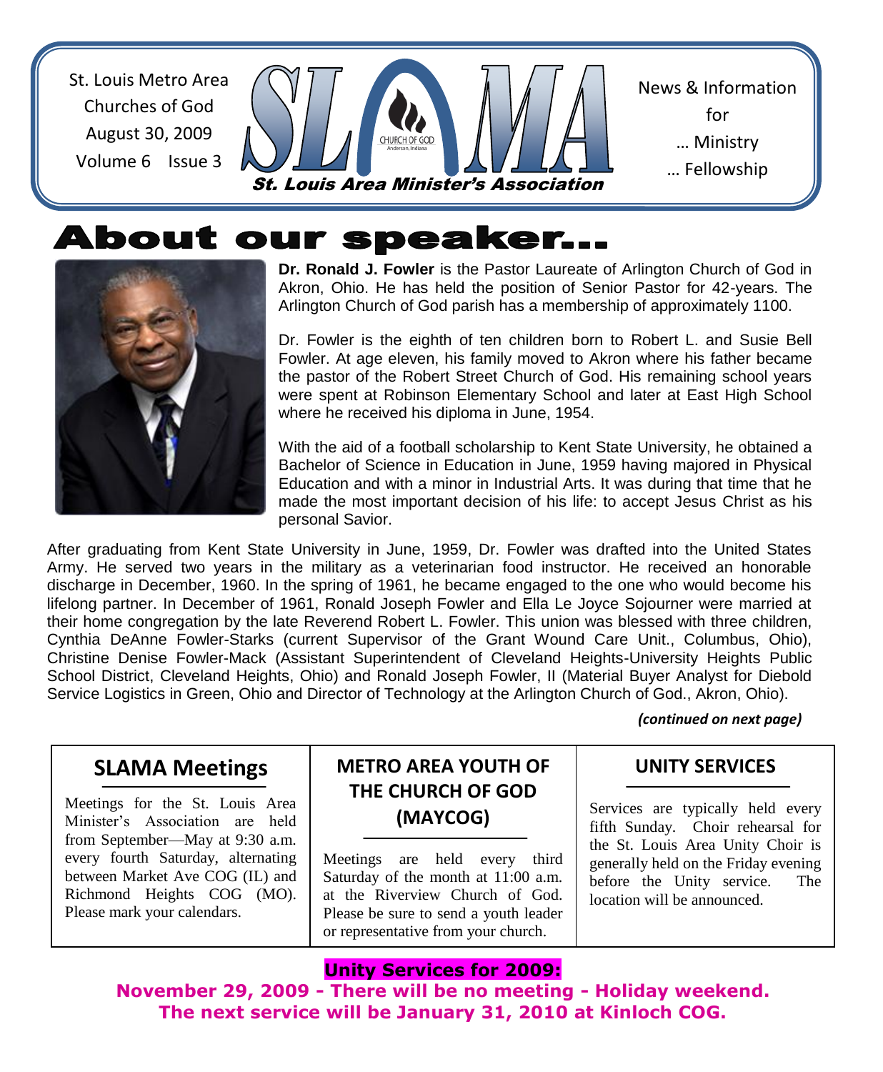St. Louis Metro Area Churches of God
August 30, 2009
Volume 6 Issue 3

# SLAMA

**St. Louis Area Minister's Association**

News & Information for … Ministry … Fellowship

# About our speaker...

**Dr. Ronald J. Fowler** is the Pastor Laureate of Arlington Church of God in Akron, Ohio. He has held the position of Senior Pastor for 42-years. The Arlington Church of God parish has a membership of approximately 1100.

Dr. Fowler is the eighth of ten children born to Robert L. and Susie Bell Fowler. At age eleven, his family moved to Akron where his father became the pastor of the Robert Street Church of God. His remaining school years were spent at Robinson Elementary School and later at East High School where he received his diploma in June, 1954.

With the aid of a football scholarship to Kent State University, he obtained a Bachelor of Science in Education in June, 1959 having majored in Physical Education and with a minor in Industrial Arts. It was during that time that he made the most important decision of his life: to accept Jesus Christ as his personal Savior.

After graduating from Kent State University in June, 1959, Dr. Fowler was drafted into the United States Army. He served two years in the military as a veterinarian food instructor. He received an honorable discharge in December, 1960. In the spring of 1961, he became engaged to the one who would become his lifelong partner. In December of 1961, Ronald Joseph Fowler and Ella Le Joyce Sojourner were married at their home congregation by the late Reverend Robert L. Fowler. This union was blessed with three children, Cynthia DeAnne Fowler-Starks (current Supervisor of the Grant Wound Care Unit., Columbus, Ohio), Christine Denise Fowler-Mack (Assistant Superintendent of Cleveland Heights-University Heights Public School District, Cleveland Heights, Ohio) and Ronald Joseph Fowler, II (Material Buyer Analyst for Diebold Service Logistics in Green, Ohio and Director of Technology at the Arlington Church of God., Akron, Ohio).

*(continued on next page)*

## SLAMA Meetings

Meetings for the St. Louis Area Minister's Association are held from September—May at 9:30 a.m. every fourth Saturday, alternating between Market Ave COG (IL) and Richmond Heights COG (MO). Please mark your calendars.

## METRO AREA YOUTH OF THE CHURCH OF GOD (MAYCOG)

Meetings are held every third Saturday of the month at 11:00 a.m. at the Riverview Church of God. Please be sure to send a youth leader or representative from your church.

## UNITY SERVICES

Services are typically held every fifth Sunday. Choir rehearsal for the St. Louis Area Unity Choir is generally held on the Friday evening before the Unity service. The location will be announced.

**Unity Services for 2009:**

**November 29, 2009 - There will be no meeting - Holiday weekend.**
**The next service will be January 31, 2010 at Kinloch COG.**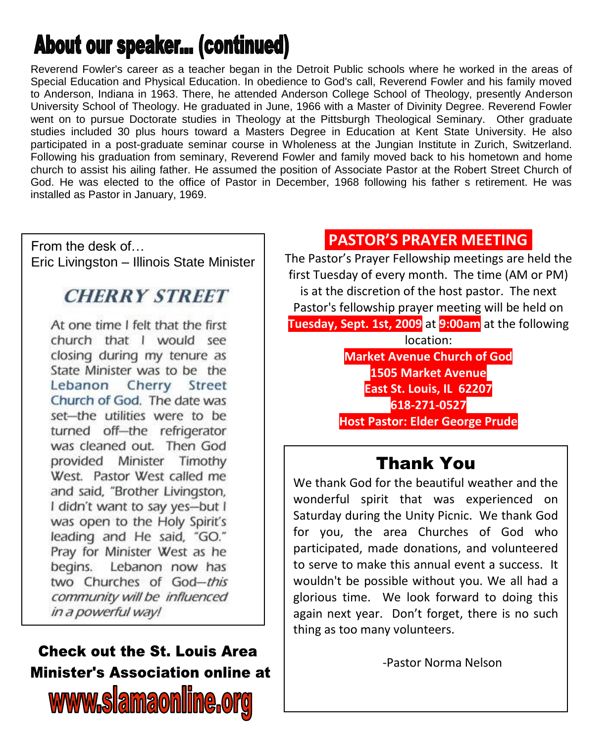# About our speaker... (continued)

Reverend Fowler's career as a teacher began in the Detroit Public schools where he worked in the areas of Special Education and Physical Education. In obedience to God's call, Reverend Fowler and his family moved to Anderson, Indiana in 1963. There, he attended Anderson College School of Theology, presently Anderson University School of Theology. He graduated in June, 1966 with a Master of Divinity Degree. Reverend Fowler went on to pursue Doctorate studies in Theology at the Pittsburgh Theological Seminary. Other graduate studies included 30 plus hours toward a Masters Degree in Education at Kent State University. He also participated in a post-graduate seminar course in Wholeness at the Jungian Institute in Zurich, Switzerland. Following his graduation from seminary, Reverend Fowler and family moved back to his hometown and home church to assist his ailing father. He assumed the position of Associate Pastor at the Robert Street Church of God. He was elected to the office of Pastor in December, 1968 following his father s retirement. He was installed as Pastor in January, 1969.

From the desk of…
Eric Livingston – Illinois State Minister

## CHERRY STREET

At one time I felt that the first church that I would see closing during my tenure as State Minister was to be the Lebanon Cherry Street Church of God. The date was set—the utilities were to be turned off—the refrigerator was cleaned out. Then God provided Minister Timothy West. Pastor West called me and said, "Brother Livingston, I didn't want to say yes—but I was open to the Holy Spirit's leading and He said, "GO." Pray for Minister West as he begins. Lebanon now has two Churches of God—*this community will be influenced in a powerful way!*

**Check out the St. Louis Area Minister's Association online at**

**www.slamaonline.org**

## PASTOR'S PRAYER MEETING

The Pastor's Prayer Fellowship meetings are held the first Tuesday of every month. The time (AM or PM) is at the discretion of the host pastor. The next Pastor's fellowship prayer meeting will be held on **Tuesday, Sept. 1st, 2009** at **9:00am** at the following location:

**Market Avenue Church of God**
**1505 Market Avenue**
**East St. Louis, IL 62207**
**618-271-0527**
**Host Pastor: Elder George Prude**

## Thank You

We thank God for the beautiful weather and the wonderful spirit that was experienced on Saturday during the Unity Picnic. We thank God for you, the area Churches of God who participated, made donations, and volunteered to serve to make this annual event a success. It wouldn't be possible without you. We all had a glorious time. We look forward to doing this again next year. Don't forget, there is no such thing as too many volunteers.

-Pastor Norma Nelson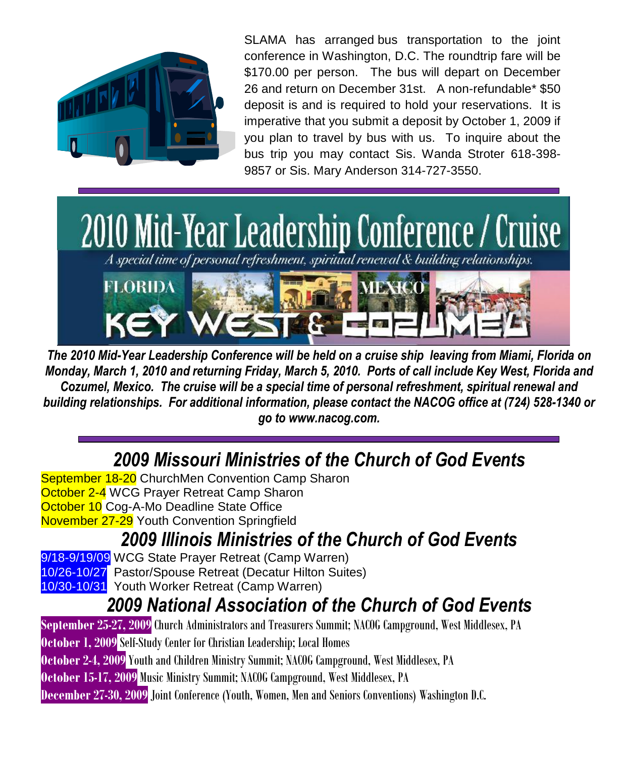SLAMA has arranged bus transportation to the joint conference in Washington, D.C. The roundtrip fare will be $170.00 per person. The bus will depart on December 26 and return on December 31st. A non-refundable* $50 deposit is and is required to hold your reservations. It is imperative that you submit a deposit by October 1, 2009 if you plan to travel by bus with us. To inquire about the bus trip you may contact Sis. Wanda Stroter 618-398-9857 or Sis. Mary Anderson 314-727-3550.

---

# 2010 Mid-Year Leadership Conference / Cruise

*A special time of personal refreshment, spiritual renewal & building relationships.*

FLORIDA KEY WEST & MEXICO COZUMEL

***The 2010 Mid-Year Leadership Conference will be held on a cruise ship leaving from Miami, Florida on Monday, March 1, 2010 and returning Friday, March 5, 2010. Ports of call include Key West, Florida and Cozumel, Mexico. The cruise will be a special time of personal refreshment, spiritual renewal and building relationships. For additional information, please contact the NACOG office at (724) 528-1340 or go to www.nacog.com.***

---

## *2009 Missouri Ministries of the Church of God Events*

September 18-20 ChurchMen Convention Camp Sharon
October 2-4 WCG Prayer Retreat Camp Sharon
October 10 Cog-A-Mo Deadline State Office
November 27-29 Youth Convention Springfield

## *2009 Illinois Ministries of the Church of God Events*

9/18-9/19/09 WCG State Prayer Retreat (Camp Warren)
10/26-10/27 Pastor/Spouse Retreat (Decatur Hilton Suites)
10/30-10/31 Youth Worker Retreat (Camp Warren)

## *2009 National Association of the Church of God Events*

**September 25-27, 2009** Church Administrators and Treasurers Summit; NACOG Campground, West Middlesex, PA
**October 1, 2009** Self-Study Center for Christian Leadership; Local Homes
**October 2-4, 2009** Youth and Children Ministry Summit; NACOG Campground, West Middlesex, PA
**October 15-17, 2009** Music Ministry Summit; NACOG Campground, West Middlesex, PA
**December 27-30, 2009** Joint Conference (Youth, Women, Men and Seniors Conventions) Washington D.C.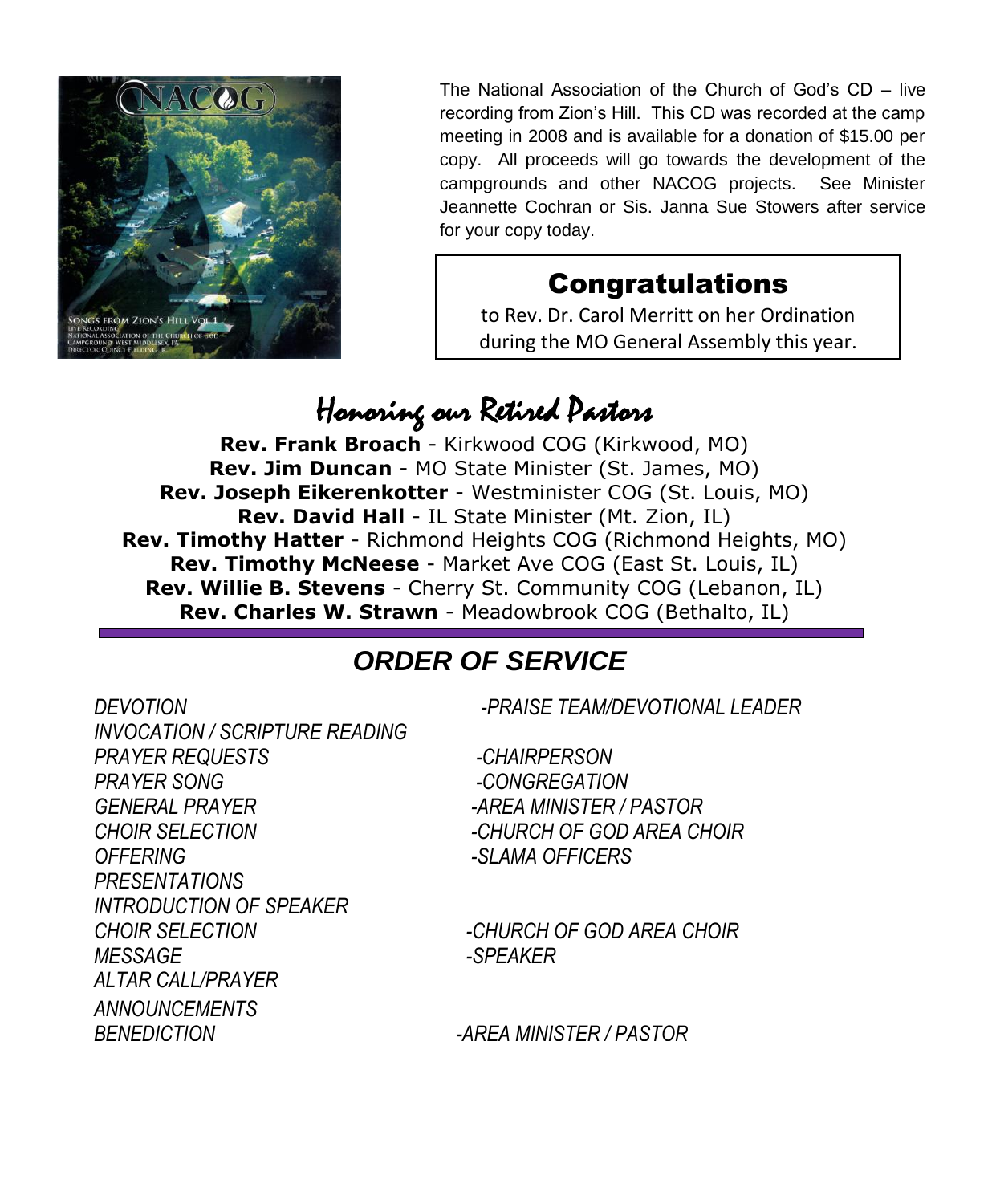The National Association of the Church of God's CD – live recording from Zion's Hill. This CD was recorded at the camp meeting in 2008 and is available for a donation of $15.00 per copy. All proceeds will go towards the development of the campgrounds and other NACOG projects. See Minister Jeannette Cochran or Sis. Janna Sue Stowers after service for your copy today.

## Congratulations

to Rev. Dr. Carol Merritt on her Ordination during the MO General Assembly this year.

## *Honoring our Retired Pastors*

**Rev. Frank Broach** - Kirkwood COG (Kirkwood, MO)
**Rev. Jim Duncan** - MO State Minister (St. James, MO)
**Rev. Joseph Eikerenkotter** - Westminister COG (St. Louis, MO)
**Rev. David Hall** - IL State Minister (Mt. Zion, IL)
**Rev. Timothy Hatter** - Richmond Heights COG (Richmond Heights, MO)
**Rev. Timothy McNeese** - Market Ave COG (East St. Louis, IL)
**Rev. Willie B. Stevens** - Cherry St. Community COG (Lebanon, IL)
**Rev. Charles W. Strawn** - Meadowbrook COG (Bethalto, IL)

## *ORDER OF SERVICE*

*DEVOTION* -*PRAISE TEAM/DEVOTIONAL LEADER*
*INVOCATION / SCRIPTURE READING*
*PRAYER REQUESTS* -*CHAIRPERSON*
*PRAYER SONG* -*CONGREGATION*
*GENERAL PRAYER* -*AREA MINISTER / PASTOR*
*CHOIR SELECTION* -*CHURCH OF GOD AREA CHOIR*
*OFFERING* -*SLAMA OFFICERS*
*PRESENTATIONS*
*INTRODUCTION OF SPEAKER*
*CHOIR SELECTION* -*CHURCH OF GOD AREA CHOIR*
*MESSAGE* -*SPEAKER*
*ALTAR CALL/PRAYER*
*ANNOUNCEMENTS*
*BENEDICTION* -*AREA MINISTER / PASTOR*